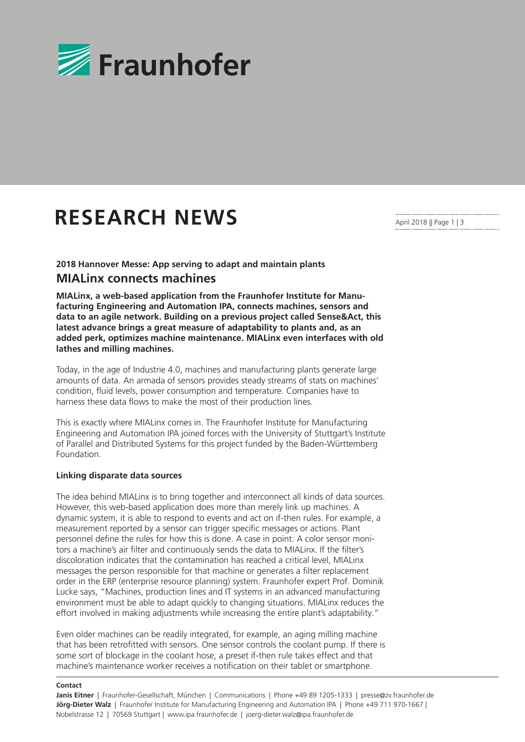# RESEARCH NEWS

April 2018 || Page 1 | 3

### 2018 Hannover Messe: App serving to adapt and maintain plants

## MIALinx connects machines

**MIALinx, a web-based application from the Fraunhofer Institute for Manufacturing Engineering and Automation IPA, connects machines, sensors and data to an agile network. Building on a previous project called Sense&Act, this latest advance brings a great measure of adaptability to plants and, as an added perk, optimizes machine maintenance. MIALinx even interfaces with old lathes and milling machines.**

Today, in the age of Industrie 4.0, machines and manufacturing plants generate large amounts of data. An armada of sensors provides steady streams of stats on machines' condition, fluid levels, power consumption and temperature. Companies have to harness these data flows to make the most of their production lines.

This is exactly where MIALinx comes in. The Fraunhofer Institute for Manufacturing Engineering and Automation IPA joined forces with the University of Stuttgart's Institute of Parallel and Distributed Systems for this project funded by the Baden-Württemberg Foundation.

**Linking disparate data sources**

The idea behind MIALinx is to bring together and interconnect all kinds of data sources. However, this web-based application does more than merely link up machines. A dynamic system, it is able to respond to events and act on if-then rules. For example, a measurement reported by a sensor can trigger specific messages or actions. Plant personnel define the rules for how this is done. A case in point: A color sensor monitors a machine's air filter and continuously sends the data to MIALinx. If the filter's discoloration indicates that the contamination has reached a critical level, MIALinx messages the person responsible for that machine or generates a filter replacement order in the ERP (enterprise resource planning) system. Fraunhofer expert Prof. Dominik Lucke says, "Machines, production lines and IT systems in an advanced manufacturing environment must be able to adapt quickly to changing situations. MIALinx reduces the effort involved in making adjustments while increasing the entire plant's adaptability."

Even older machines can be readily integrated, for example, an aging milling machine that has been retrofitted with sensors. One sensor controls the coolant pump. If there is some sort of blockage in the coolant hose, a preset if-then rule takes effect and that machine's maintenance worker receives a notification on their tablet or smartphone.

**Contact**

**Janis Eitner** | Fraunhofer-Gesellschaft, München | Communications | Phone +49 89 1205-1333 | presse@zv.fraunhofer.de
**Jörg-Dieter Walz** | Fraunhofer Institute for Manufacturing Engineering and Automation IPA | Phone +49 711 970-1667 | Nobelstrasse 12 | 70569 Stuttgart | www.ipa.fraunhofer.de | joerg-dieter.walz@ipa.fraunhofer.de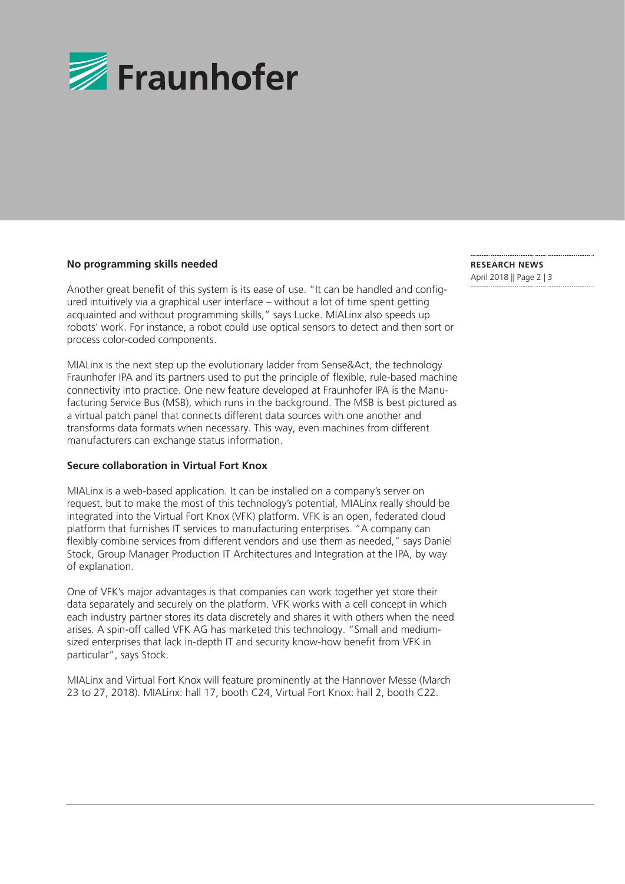### No programming skills needed

Another great benefit of this system is its ease of use. "It can be handled and configured intuitively via a graphical user interface – without a lot of time spent getting acquainted and without programming skills," says Lucke. MIALinx also speeds up robots' work. For instance, a robot could use optical sensors to detect and then sort or process color-coded components.

MIALinx is the next step up the evolutionary ladder from Sense&Act, the technology Fraunhofer IPA and its partners used to put the principle of flexible, rule-based machine connectivity into practice. One new feature developed at Fraunhofer IPA is the Manufacturing Service Bus (MSB), which runs in the background. The MSB is best pictured as a virtual patch panel that connects different data sources with one another and transforms data formats when necessary. This way, even machines from different manufacturers can exchange status information.

### Secure collaboration in Virtual Fort Knox

MIALinx is a web-based application. It can be installed on a company's server on request, but to make the most of this technology's potential, MIALinx really should be integrated into the Virtual Fort Knox (VFK) platform. VFK is an open, federated cloud platform that furnishes IT services to manufacturing enterprises. "A company can flexibly combine services from different vendors and use them as needed," says Daniel Stock, Group Manager Production IT Architectures and Integration at the IPA, by way of explanation.

One of VFK's major advantages is that companies can work together yet store their data separately and securely on the platform. VFK works with a cell concept in which each industry partner stores its data discretely and shares it with others when the need arises. A spin-off called VFK AG has marketed this technology. "Small and medium-sized enterprises that lack in-depth IT and security know-how benefit from VFK in particular", says Stock.

MIALinx and Virtual Fort Knox will feature prominently at the Hannover Messe (March 23 to 27, 2018). MIALinx: hall 17, booth C24, Virtual Fort Knox: hall 2, booth C22.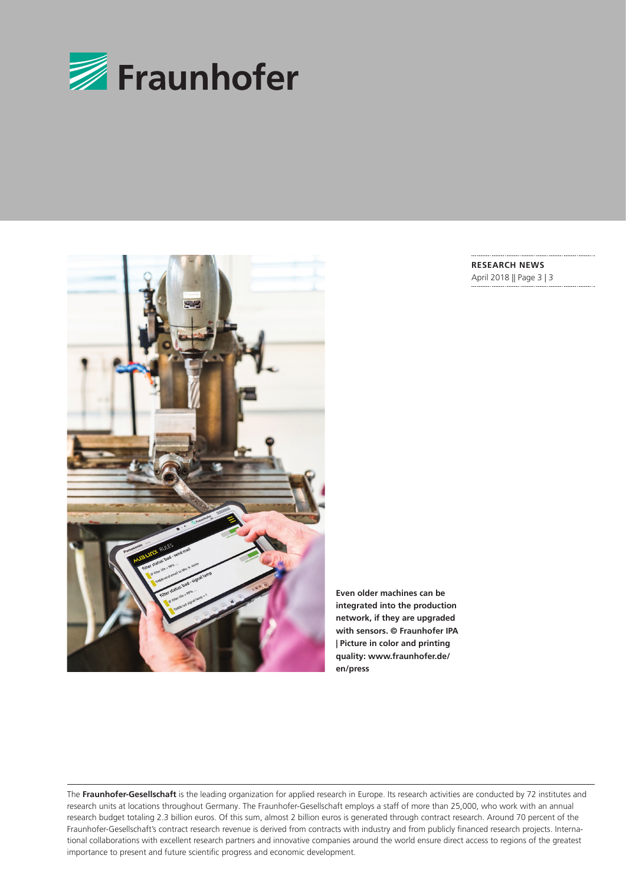**RESEARCH NEWS**
April 2018 || Page 3 | 3

**Even older machines can be integrated into the production network, if they are upgraded with sensors. © Fraunhofer IPA | Picture in color and printing quality: www.fraunhofer.de/en/press**

The **Fraunhofer-Gesellschaft** is the leading organization for applied research in Europe. Its research activities are conducted by 72 institutes and research units at locations throughout Germany. The Fraunhofer-Gesellschaft employs a staff of more than 25,000, who work with an annual research budget totaling 2.3 billion euros. Of this sum, almost 2 billion euros is generated through contract research. Around 70 percent of the Fraunhofer-Gesellschaft's contract research revenue is derived from contracts with industry and from publicly financed research projects. International collaborations with excellent research partners and innovative companies around the world ensure direct access to regions of the greatest importance to present and future scientific progress and economic development.